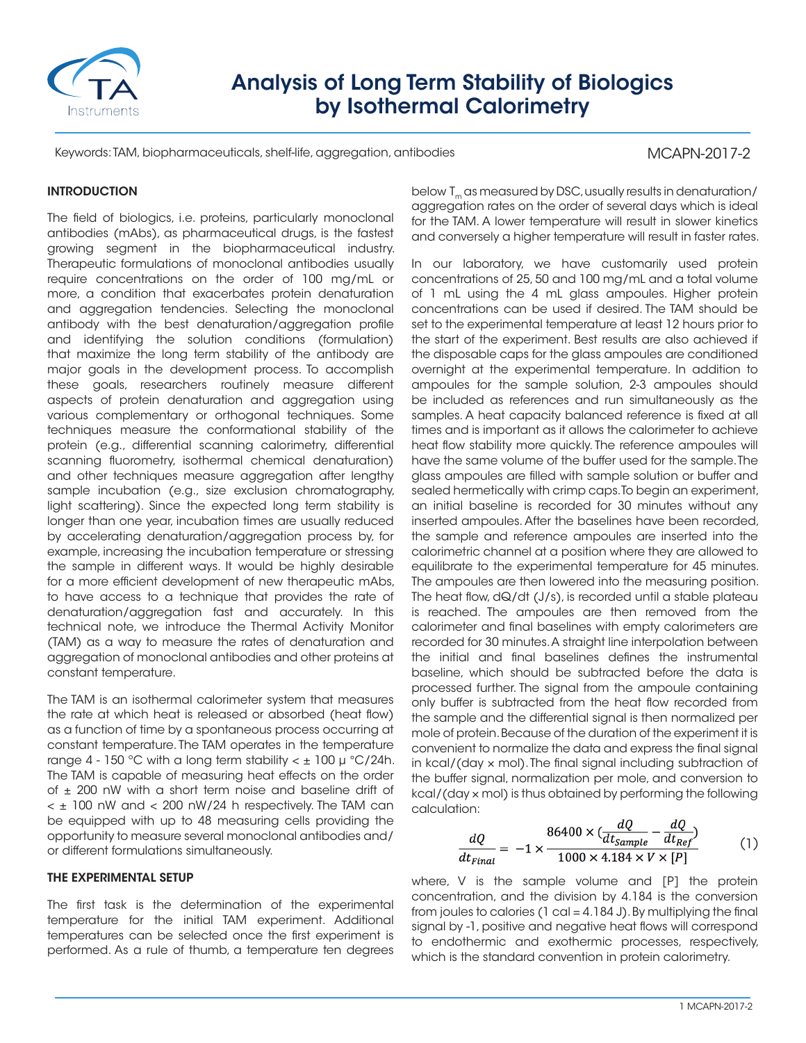# Analysis of Long Term Stability of Biologics by Isothermal Calorimetry

Keywords: TAM, biopharmaceuticals, shelf-life, aggregation, antibodies

MCAPN-2017-2

## INTRODUCTION

The field of biologics, i.e. proteins, particularly monoclonal antibodies (mAbs), as pharmaceutical drugs, is the fastest growing segment in the biopharmaceutical industry. Therapeutic formulations of monoclonal antibodies usually require concentrations on the order of 100 mg/mL or more, a condition that exacerbates protein denaturation and aggregation tendencies. Selecting the monoclonal antibody with the best denaturation/aggregation profile and identifying the solution conditions (formulation) that maximize the long term stability of the antibody are major goals in the development process. To accomplish these goals, researchers routinely measure different aspects of protein denaturation and aggregation using various complementary or orthogonal techniques. Some techniques measure the conformational stability of the protein (e.g., differential scanning calorimetry, differential scanning fluorometry, isothermal chemical denaturation) and other techniques measure aggregation after lengthy sample incubation (e.g., size exclusion chromatography, light scattering). Since the expected long term stability is longer than one year, incubation times are usually reduced by accelerating denaturation/aggregation process by, for example, increasing the incubation temperature or stressing the sample in different ways. It would be highly desirable for a more efficient development of new therapeutic mAbs, to have access to a technique that provides the rate of denaturation/aggregation fast and accurately. In this technical note, we introduce the Thermal Activity Monitor (TAM) as a way to measure the rates of denaturation and aggregation of monoclonal antibodies and other proteins at constant temperature.

The TAM is an isothermal calorimeter system that measures the rate at which heat is released or absorbed (heat flow) as a function of time by a spontaneous process occurring at constant temperature. The TAM operates in the temperature range 4 - 150 °C with a long term stability < ± 100 μ °C/24h. The TAM is capable of measuring heat effects on the order of ± 200 nW with a short term noise and baseline drift of < ± 100 nW and < 200 nW/24 h respectively. The TAM can be equipped with up to 48 measuring cells providing the opportunity to measure several monoclonal antibodies and/or different formulations simultaneously.

## THE EXPERIMENTAL SETUP

The first task is the determination of the experimental temperature for the initial TAM experiment. Additional temperatures can be selected once the first experiment is performed. As a rule of thumb, a temperature ten degrees below $T_m$ as measured by DSC, usually results in denaturation/aggregation rates on the order of several days which is ideal for the TAM. A lower temperature will result in slower kinetics and conversely a higher temperature will result in faster rates.

In our laboratory, we have customarily used protein concentrations of 25, 50 and 100 mg/mL and a total volume of 1 mL using the 4 mL glass ampoules. Higher protein concentrations can be used if desired. The TAM should be set to the experimental temperature at least 12 hours prior to the start of the experiment. Best results are also achieved if the disposable caps for the glass ampoules are conditioned overnight at the experimental temperature. In addition to ampoules for the sample solution, 2-3 ampoules should be included as references and run simultaneously as the samples. A heat capacity balanced reference is fixed at all times and is important as it allows the calorimeter to achieve heat flow stability more quickly. The reference ampoules will have the same volume of the buffer used for the sample. The glass ampoules are filled with sample solution or buffer and sealed hermetically with crimp caps. To begin an experiment, an initial baseline is recorded for 30 minutes without any inserted ampoules. After the baselines have been recorded, the sample and reference ampoules are inserted into the calorimetric channel at a position where they are allowed to equilibrate to the experimental temperature for 45 minutes. The ampoules are then lowered into the measuring position. The heat flow, dQ/dt (J/s), is recorded until a stable plateau is reached. The ampoules are then removed from the calorimeter and final baselines with empty calorimeters are recorded for 30 minutes. A straight line interpolation between the initial and final baselines defines the instrumental baseline, which should be subtracted before the data is processed further. The signal from the ampoule containing only buffer is subtracted from the heat flow recorded from the sample and the differential signal is then normalized per mole of protein. Because of the duration of the experiment it is convenient to normalize the data and express the final signal in kcal/(day × mol). The final signal including subtraction of the buffer signal, normalization per mole, and conversion to kcal/(day × mol) is thus obtained by performing the following calculation:

$$\frac{dQ}{dt_{Final}} = -1 \times \frac{86400 \times (\frac{dQ}{dt_{Sample}} - \frac{dQ}{dt_{Ref}})}{1000 \times 4.184 \times V \times [P]} \qquad (1)$$

where, V is the sample volume and [P] the protein concentration, and the division by 4.184 is the conversion from joules to calories (1 cal = 4.184 J). By multiplying the final signal by -1, positive and negative heat flows will correspond to endothermic and exothermic processes, respectively, which is the standard convention in protein calorimetry.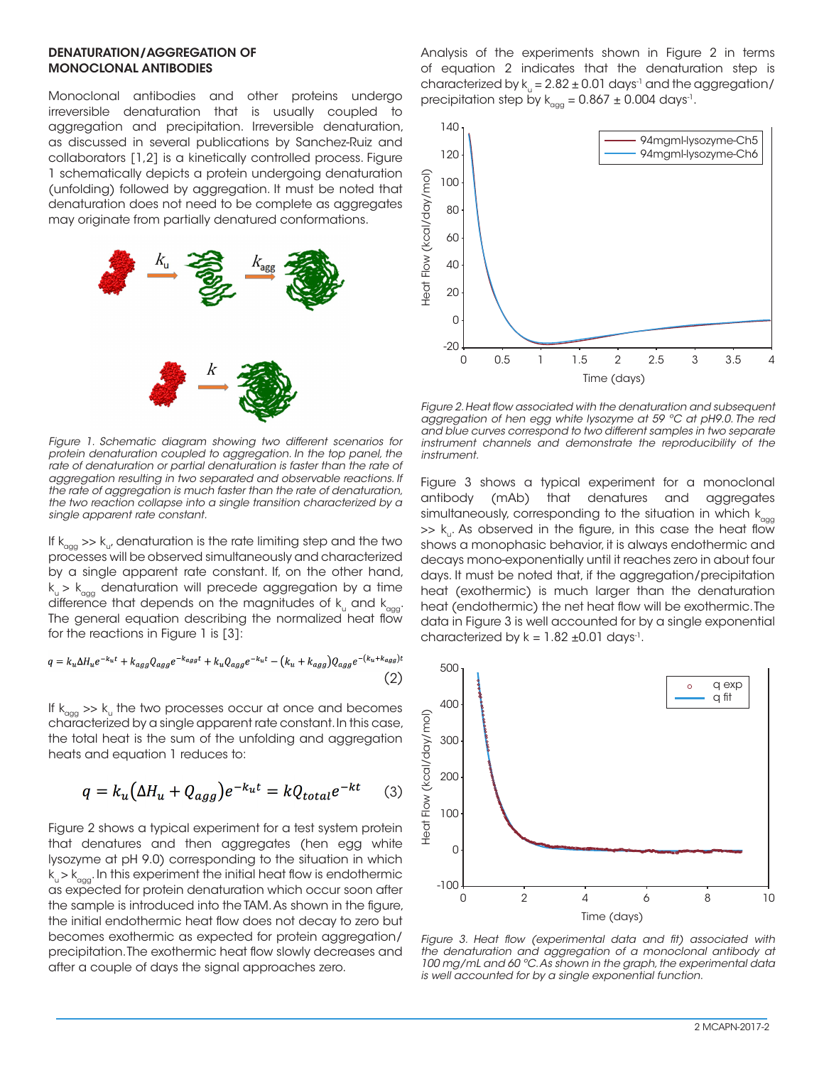## DENATURATION/AGGREGATION OF MONOCLONAL ANTIBODIES

Monoclonal antibodies and other proteins undergo irreversible denaturation that is usually coupled to aggregation and precipitation. Irreversible denaturation, as discussed in several publications by Sanchez-Ruiz and collaborators [1,2] is a kinetically controlled process. Figure 1 schematically depicts a protein undergoing denaturation (unfolding) followed by aggregation. It must be noted that denaturation does not need to be complete as aggregates may originate from partially denatured conformations.

*Figure 1. Schematic diagram showing two different scenarios for protein denaturation coupled to aggregation. In the top panel, the rate of denaturation or partial denaturation is faster than the rate of aggregation resulting in two separated and observable reactions. If the rate of aggregation is much faster than the rate of denaturation, the two reaction collapse into a single transition characterized by a single apparent rate constant.*

If $k_{agg} >> k_u$, denaturation is the rate limiting step and the two processes will be observed simultaneously and characterized by a single apparent rate constant. If, on the other hand, $k_u > k_{agg}$ denaturation will precede aggregation by a time difference that depends on the magnitudes of $k_u$ and $k_{agg}$. The general equation describing the normalized heat flow for the reactions in Figure 1 is [3]:

$$q = k_u \Delta H_u e^{-k_u t} + k_{agg} Q_{agg} e^{-k_{agg} t} + k_u Q_{agg} e^{-k_u t} - (k_u + k_{agg}) Q_{agg} e^{-(k_u + k_{agg})t} \quad (2)$$

If $k_{agg} >> k_u$ the two processes occur at once and becomes characterized by a single apparent rate constant. In this case, the total heat is the sum of the unfolding and aggregation heats and equation 1 reduces to:

$$q = k_u (\Delta H_u + Q_{agg}) e^{-k_u t} = k Q_{total} e^{-kt} \quad (3)$$

Figure 2 shows a typical experiment for a test system protein that denatures and then aggregates (hen egg white lysozyme at pH 9.0) corresponding to the situation in which $k_u > k_{agg}$. In this experiment the initial heat flow is endothermic as expected for protein denaturation which occur soon after the sample is introduced into the TAM. As shown in the figure, the initial endothermic heat flow does not decay to zero but becomes exothermic as expected for protein aggregation/precipitation. The exothermic heat flow slowly decreases and after a couple of days the signal approaches zero.

Analysis of the experiments shown in Figure 2 in terms of equation 2 indicates that the denaturation step is characterized by $k_u = 2.82 \pm 0.01$ days$^{-1}$ and the aggregation/precipitation step by $k_{agg} = 0.867 \pm 0.004$ days$^{-1}$.

*Figure 2. Heat flow associated with the denaturation and subsequent aggregation of hen egg white lysozyme at 59 °C at pH9.0. The red and blue curves correspond to two different samples in two separate instrument channels and demonstrate the reproducibility of the instrument.*

Figure 3 shows a typical experiment for a monoclonal antibody (mAb) that denatures and aggregates simultaneously, corresponding to the situation in which $k_{agg} >> k_u$. As observed in the figure, in this case the heat flow shows a monophasic behavior, it is always endothermic and decays mono-exponentially until it reaches zero in about four days. It must be noted that, if the aggregation/precipitation heat (exothermic) is much larger than the denaturation heat (endothermic) the net heat flow will be exothermic. The data in Figure 3 is well accounted for by a single exponential characterized by $k = 1.82 \pm 0.01$ days$^{-1}$.

*Figure 3. Heat flow (experimental data and fit) associated with the denaturation and aggregation of a monoclonal antibody at 100 mg/mL and 60 °C. As shown in the graph, the experimental data is well accounted for by a single exponential function.*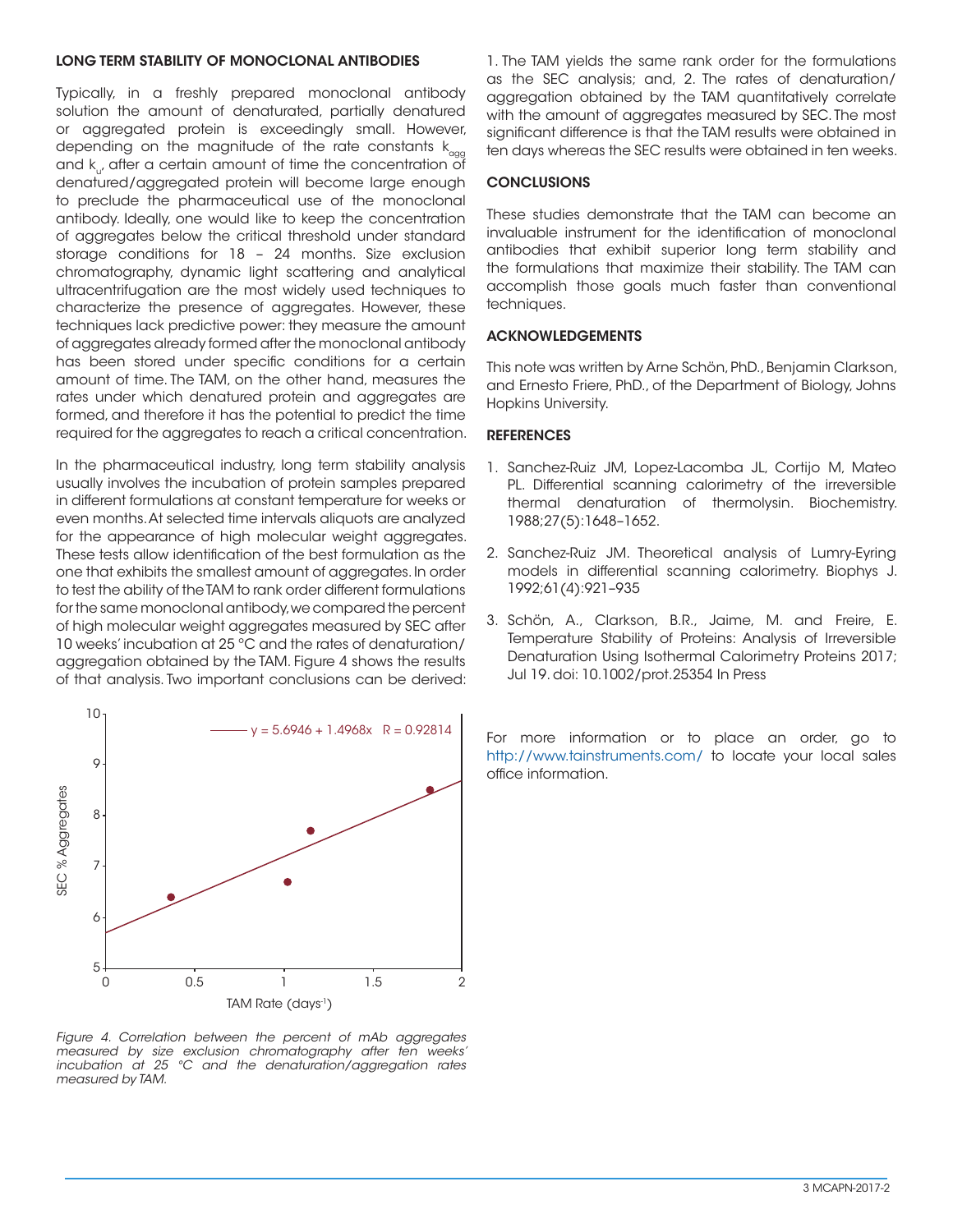## LONG TERM STABILITY OF MONOCLONAL ANTIBODIES

Typically, in a freshly prepared monoclonal antibody solution the amount of denaturated, partially denatured or aggregated protein is exceedingly small. However, depending on the magnitude of the rate constants $k_{agg}$ and $k_u$, after a certain amount of time the concentration of denatured/aggregated protein will become large enough to preclude the pharmaceutical use of the monoclonal antibody. Ideally, one would like to keep the concentration of aggregates below the critical threshold under standard storage conditions for 18 – 24 months. Size exclusion chromatography, dynamic light scattering and analytical ultracentrifugation are the most widely used techniques to characterize the presence of aggregates. However, these techniques lack predictive power: they measure the amount of aggregates already formed after the monoclonal antibody has been stored under specific conditions for a certain amount of time. The TAM, on the other hand, measures the rates under which denatured protein and aggregates are formed, and therefore it has the potential to predict the time required for the aggregates to reach a critical concentration.

In the pharmaceutical industry, long term stability analysis usually involves the incubation of protein samples prepared in different formulations at constant temperature for weeks or even months. At selected time intervals aliquots are analyzed for the appearance of high molecular weight aggregates. These tests allow identification of the best formulation as the one that exhibits the smallest amount of aggregates. In order to test the ability of the TAM to rank order different formulations for the same monoclonal antibody, we compared the percent of high molecular weight aggregates measured by SEC after 10 weeks' incubation at 25 °C and the rates of denaturation/aggregation obtained by the TAM. Figure 4 shows the results of that analysis. Two important conclusions can be derived:

y = 5.6946 + 1.4968x R = 0.92814

SEC % Aggregates

TAM Rate (days$^{-1}$)

*Figure 4. Correlation between the percent of mAb aggregates measured by size exclusion chromatography after ten weeks' incubation at 25 °C and the denaturation/aggregation rates measured by TAM.*

1. The TAM yields the same rank order for the formulations as the SEC analysis; and, 2. The rates of denaturation/aggregation obtained by the TAM quantitatively correlate with the amount of aggregates measured by SEC. The most significant difference is that the TAM results were obtained in ten days whereas the SEC results were obtained in ten weeks.

## CONCLUSIONS

These studies demonstrate that the TAM can become an invaluable instrument for the identification of monoclonal antibodies that exhibit superior long term stability and the formulations that maximize their stability. The TAM can accomplish those goals much faster than conventional techniques.

## ACKNOWLEDGEMENTS

This note was written by Arne Schön, PhD., Benjamin Clarkson, and Ernesto Friere, PhD., of the Department of Biology, Johns Hopkins University.

## REFERENCES

1. Sanchez-Ruiz JM, Lopez-Lacomba JL, Cortijo M, Mateo PL. Differential scanning calorimetry of the irreversible thermal denaturation of thermolysin. Biochemistry. 1988;27(5):1648–1652.
2. Sanchez-Ruiz JM. Theoretical analysis of Lumry-Eyring models in differential scanning calorimetry. Biophys J. 1992;61(4):921–935
3. Schön, A., Clarkson, B.R., Jaime, M. and Freire, E. Temperature Stability of Proteins: Analysis of Irreversible Denaturation Using Isothermal Calorimetry Proteins 2017; Jul 19. doi: 10.1002/prot.25354 In Press

For more information or to place an order, go to http://www.tainstruments.com/ to locate your local sales office information.